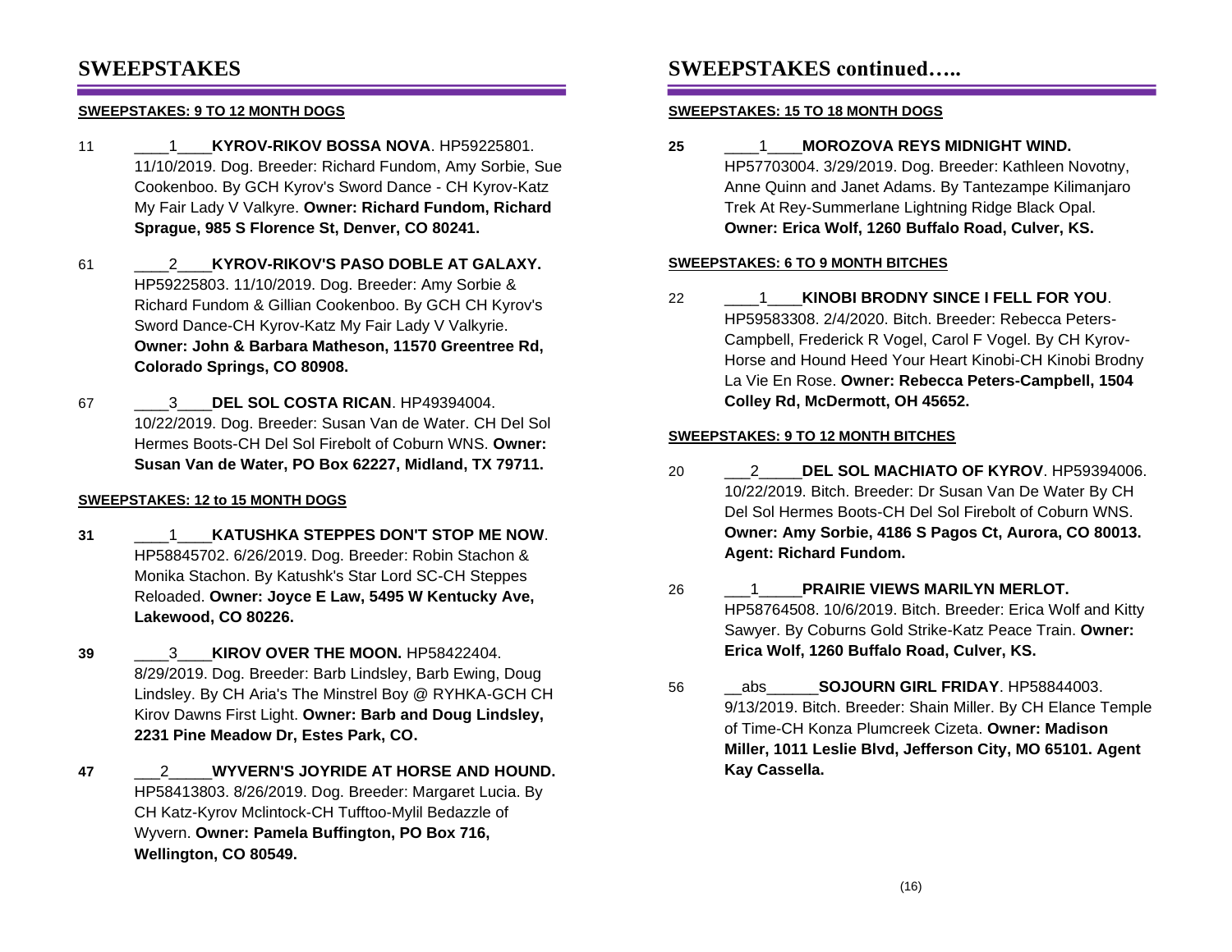# SWEEPSTAKES

**SWEEPSTAKES: 9 TO 12 MONTH DOGS**

11 ____1____**KYROV-RIKOV BOSSA NOVA**. HP59225801. 11/10/2019. Dog. Breeder: Richard Fundom, Amy Sorbie, Sue Cookenboo. By GCH Kyrov's Sword Dance - CH Kyrov-Katz My Fair Lady V Valkyre. **Owner: Richard Fundom, Richard Sprague, 985 S Florence St, Denver, CO 80241.**

61 ____2____**KYROV-RIKOV'S PASO DOBLE AT GALAXY.** HP59225803. 11/10/2019. Dog. Breeder: Amy Sorbie & Richard Fundom & Gillian Cookenboo. By GCH Kyrov's Sword Dance-CH Kyrov-Katz My Fair Lady V Valkyrie. **Owner: John & Barbara Matheson, 11570 Greentree Rd, Colorado Springs, CO 80908.**

67 ____3____**DEL SOL COSTA RICAN**. HP49394004. 10/22/2019. Dog. Breeder: Susan Van de Water. CH Del Sol Hermes Boots-CH Del Sol Firebolt of Coburn WNS. **Owner: Susan Van de Water, PO Box 62227, Midland, TX 79711.**

**SWEEPSTAKES: 12 to 15 MONTH DOGS**

**31** ____1____**KATUSHKA STEPPES DON'T STOP ME NOW**. HP58845702. 6/26/2019. Dog. Breeder: Robin Stachon & Monika Stachon. By Katushk's Star Lord SC-CH Steppes Reloaded. **Owner: Joyce E Law, 5495 W Kentucky Ave, Lakewood, CO 80226.**

**39** ____3____**KIROV OVER THE MOON.** HP58422404. 8/29/2019. Dog. Breeder: Barb Lindsley, Barb Ewing, Doug Lindsley. By CH Aria's The Minstrel Boy @ RYHKA-GCH CH Kirov Dawns First Light. **Owner: Barb and Doug Lindsley, 2231 Pine Meadow Dr, Estes Park, CO.**

**47** ___2_____**WYVERN'S JOYRIDE AT HORSE AND HOUND.** HP58413803. 8/26/2019. Dog. Breeder: Margaret Lucia. By CH Katz-Kyrov Mclintock-CH Tufftoo-Mylil Bedazzle of Wyvern. **Owner: Pamela Buffington, PO Box 716, Wellington, CO 80549.**

# SWEEPSTAKES continued…..

**SWEEPSTAKES: 15 TO 18 MONTH DOGS**

**25** ____1____**MOROZOVA REYS MIDNIGHT WIND.** HP57703004. 3/29/2019. Dog. Breeder: Kathleen Novotny, Anne Quinn and Janet Adams. By Tantezampe Kilimanjaro Trek At Rey-Summerlane Lightning Ridge Black Opal. **Owner: Erica Wolf, 1260 Buffalo Road, Culver, KS.**

**SWEEPSTAKES: 6 TO 9 MONTH BITCHES**

22 ____1____**KINOBI BRODNY SINCE I FELL FOR YOU**. HP59583308. 2/4/2020. Bitch. Breeder: Rebecca Peters-Campbell, Frederick R Vogel, Carol F Vogel. By CH Kyrov-Horse and Hound Heed Your Heart Kinobi-CH Kinobi Brodny La Vie En Rose. **Owner: Rebecca Peters-Campbell, 1504 Colley Rd, McDermott, OH 45652.**

**SWEEPSTAKES: 9 TO 12 MONTH BITCHES**

20 ___2_____**DEL SOL MACHIATO OF KYROV**. HP59394006. 10/22/2019. Bitch. Breeder: Dr Susan Van De Water By CH Del Sol Hermes Boots-CH Del Sol Firebolt of Coburn WNS. **Owner: Amy Sorbie, 4186 S Pagos Ct, Aurora, CO 80013. Agent: Richard Fundom.**

26 ___1_____**PRAIRIE VIEWS MARILYN MERLOT.** HP58764508. 10/6/2019. Bitch. Breeder: Erica Wolf and Kitty Sawyer. By Coburns Gold Strike-Katz Peace Train. **Owner: Erica Wolf, 1260 Buffalo Road, Culver, KS.**

56 __abs______**SOJOURN GIRL FRIDAY**. HP58844003. 9/13/2019. Bitch. Breeder: Shain Miller. By CH Elance Temple of Time-CH Konza Plumcreek Cizeta. **Owner: Madison Miller, 1011 Leslie Blvd, Jefferson City, MO 65101. Agent Kay Cassella.**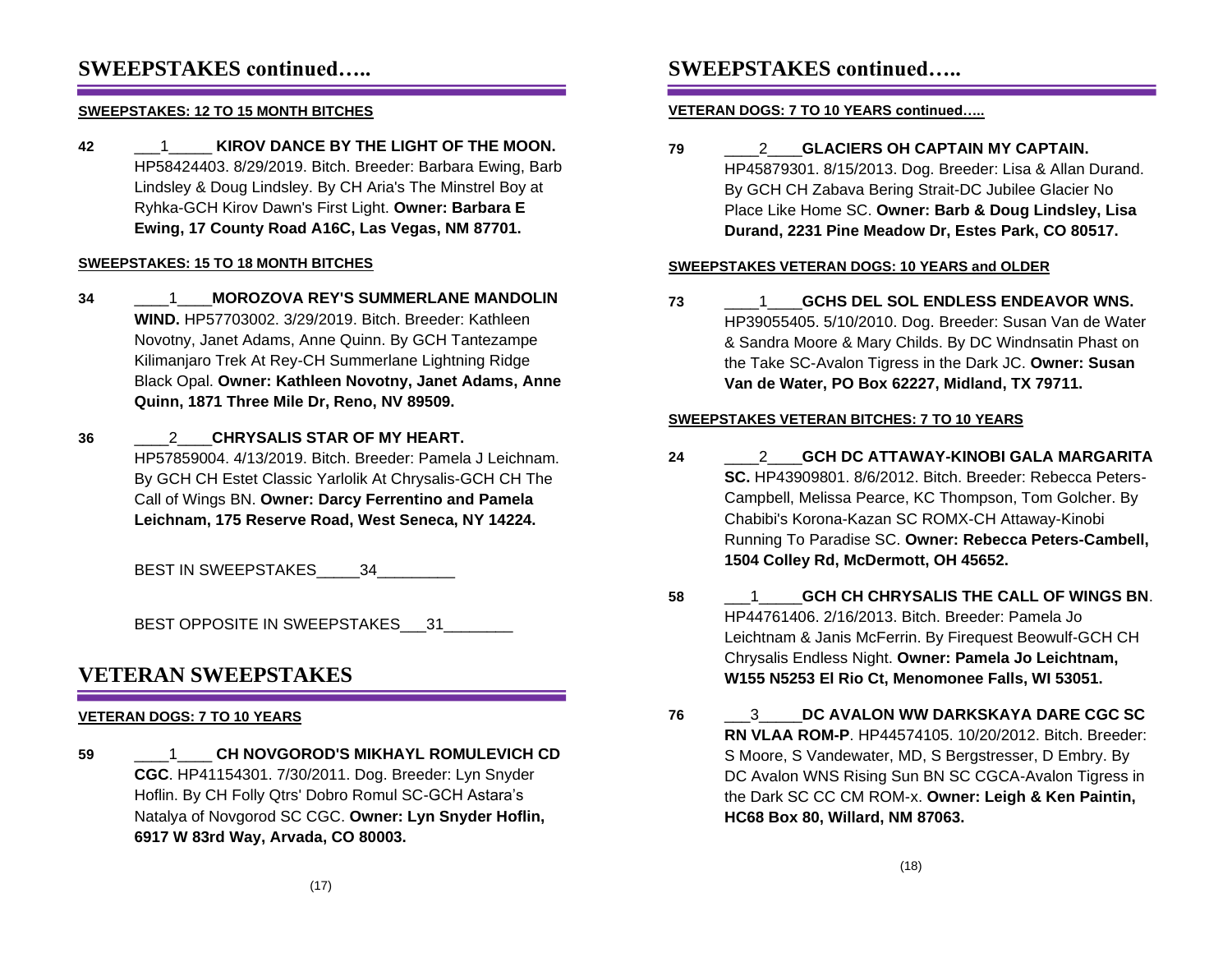# SWEEPSTAKES continued…..

**SWEEPSTAKES: 12 TO 15 MONTH BITCHES**

**42** ___1_____ **KIROV DANCE BY THE LIGHT OF THE MOON.** HP58424403. 8/29/2019. Bitch. Breeder: Barbara Ewing, Barb Lindsley & Doug Lindsley. By CH Aria's The Minstrel Boy at Ryhka-GCH Kirov Dawn's First Light. **Owner: Barbara E Ewing, 17 County Road A16C, Las Vegas, NM 87701.**

**SWEEPSTAKES: 15 TO 18 MONTH BITCHES**

**34** ____1____**MOROZOVA REY'S SUMMERLANE MANDOLIN WIND.** HP57703002. 3/29/2019. Bitch. Breeder: Kathleen Novotny, Janet Adams, Anne Quinn. By GCH Tantezampe Kilimanjaro Trek At Rey-CH Summerlane Lightning Ridge Black Opal. **Owner: Kathleen Novotny, Janet Adams, Anne Quinn, 1871 Three Mile Dr, Reno, NV 89509.**

**36** ____2____**CHRYSALIS STAR OF MY HEART.** HP57859004. 4/13/2019. Bitch. Breeder: Pamela J Leichnam. By GCH CH Estet Classic Yarlolik At Chrysalis-GCH CH The Call of Wings BN. **Owner: Darcy Ferrentino and Pamela Leichnam, 175 Reserve Road, West Seneca, NY 14224.**

BEST IN SWEEPSTAKES_____34_________

BEST OPPOSITE IN SWEEPSTAKES___31________

# VETERAN SWEEPSTAKES

**VETERAN DOGS: 7 TO 10 YEARS**

**59** ____1____ **CH NOVGOROD'S MIKHAYL ROMULEVICH CD CGC**. HP41154301. 7/30/2011. Dog. Breeder: Lyn Snyder Hoflin. By CH Folly Qtrs' Dobro Romul SC-GCH Astara's Natalya of Novgorod SC CGC. **Owner: Lyn Snyder Hoflin, 6917 W 83rd Way, Arvada, CO 80003.**

# SWEEPSTAKES continued…..

**VETERAN DOGS: 7 TO 10 YEARS continued…..**

**79** ____2____**GLACIERS OH CAPTAIN MY CAPTAIN.** HP45879301. 8/15/2013. Dog. Breeder: Lisa & Allan Durand. By GCH CH Zabava Bering Strait-DC Jubilee Glacier No Place Like Home SC. **Owner: Barb & Doug Lindsley, Lisa Durand, 2231 Pine Meadow Dr, Estes Park, CO 80517.**

**SWEEPSTAKES VETERAN DOGS: 10 YEARS and OLDER**

**73** ____1____**GCHS DEL SOL ENDLESS ENDEAVOR WNS.** HP39055405. 5/10/2010. Dog. Breeder: Susan Van de Water & Sandra Moore & Mary Childs. By DC Windnsatin Phast on the Take SC-Avalon Tigress in the Dark JC. **Owner: Susan Van de Water, PO Box 62227, Midland, TX 79711.**

**SWEEPSTAKES VETERAN BITCHES: 7 TO 10 YEARS**

**24** ____2____**GCH DC ATTAWAY-KINOBI GALA MARGARITA SC.** HP43909801. 8/6/2012. Bitch. Breeder: Rebecca Peters-Campbell, Melissa Pearce, KC Thompson, Tom Golcher. By Chabibi's Korona-Kazan SC ROMX-CH Attaway-Kinobi Running To Paradise SC. **Owner: Rebecca Peters-Cambell, 1504 Colley Rd, McDermott, OH 45652.**

**58** ___1_____**GCH CH CHRYSALIS THE CALL OF WINGS BN**. HP44761406. 2/16/2013. Bitch. Breeder: Pamela Jo Leichtnam & Janis McFerrin. By Firequest Beowulf-GCH CH Chrysalis Endless Night. **Owner: Pamela Jo Leichtnam, W155 N5253 El Rio Ct, Menomonee Falls, WI 53051.**

**76** ___3_____**DC AVALON WW DARKSKAYA DARE CGC SC RN VLAA ROM-P**. HP44574105. 10/20/2012. Bitch. Breeder: S Moore, S Vandewater, MD, S Bergstresser, D Embry. By DC Avalon WNS Rising Sun BN SC CGCA-Avalon Tigress in the Dark SC CC CM ROM-x. **Owner: Leigh & Ken Paintin, HC68 Box 80, Willard, NM 87063.**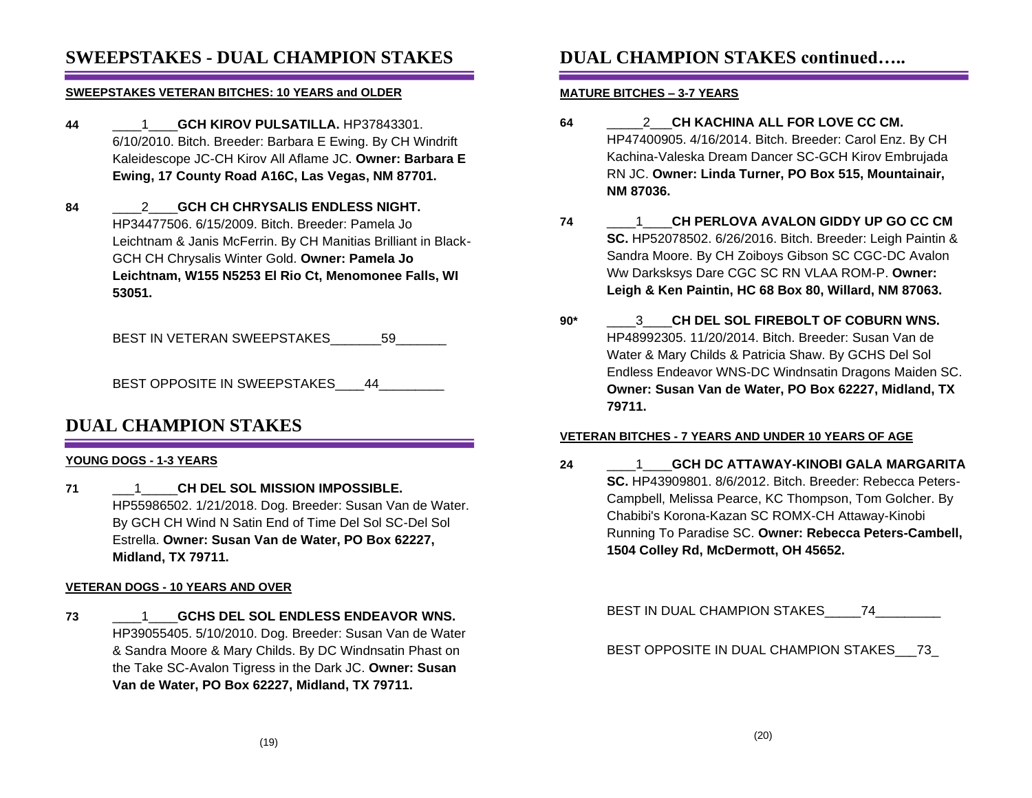# SWEEPSTAKES - DUAL CHAMPION STAKES

**SWEEPSTAKES VETERAN BITCHES: 10 YEARS and OLDER**

**44** ____1____**GCH KIROV PULSATILLA.** HP37843301. 6/10/2010. Bitch. Breeder: Barbara E Ewing. By CH Windrift Kaleidescope JC-CH Kirov All Aflame JC. **Owner: Barbara E Ewing, 17 County Road A16C, Las Vegas, NM 87701.**

**84** ____2____**GCH CH CHRYSALIS ENDLESS NIGHT.** HP34477506. 6/15/2009. Bitch. Breeder: Pamela Jo Leichtnam & Janis McFerrin. By CH Manitias Brilliant in Black-GCH CH Chrysalis Winter Gold. **Owner: Pamela Jo Leichtnam, W155 N5253 El Rio Ct, Menomonee Falls, WI 53051.**

BEST IN VETERAN SWEEPSTAKES_______59_______

BEST OPPOSITE IN SWEEPSTAKES____44_________

# DUAL CHAMPION STAKES

**YOUNG DOGS - 1-3 YEARS**

**71** ___1_____**CH DEL SOL MISSION IMPOSSIBLE.** HP55986502. 1/21/2018. Dog. Breeder: Susan Van de Water. By GCH CH Wind N Satin End of Time Del Sol SC-Del Sol Estrella. **Owner: Susan Van de Water, PO Box 62227, Midland, TX 79711.**

**VETERAN DOGS - 10 YEARS AND OVER**

**73** ____1____**GCHS DEL SOL ENDLESS ENDEAVOR WNS.** HP39055405. 5/10/2010. Dog. Breeder: Susan Van de Water & Sandra Moore & Mary Childs. By DC Windnsatin Phast on the Take SC-Avalon Tigress in the Dark JC. **Owner: Susan Van de Water, PO Box 62227, Midland, TX 79711.**

# DUAL CHAMPION STAKES continued…..

**MATURE BITCHES – 3-7 YEARS**

**64** _____2___**CH KACHINA ALL FOR LOVE CC CM.** HP47400905. 4/16/2014. Bitch. Breeder: Carol Enz. By CH Kachina-Valeska Dream Dancer SC-GCH Kirov Embrujada RN JC. **Owner: Linda Turner, PO Box 515, Mountainair, NM 87036.**

**74** ____1____**CH PERLOVA AVALON GIDDY UP GO CC CM SC.** HP52078502. 6/26/2016. Bitch. Breeder: Leigh Paintin & Sandra Moore. By CH Zoiboys Gibson SC CGC-DC Avalon Ww Darksksys Dare CGC SC RN VLAA ROM-P. **Owner: Leigh & Ken Paintin, HC 68 Box 80, Willard, NM 87063.**

**90*** ____3____**CH DEL SOL FIREBOLT OF COBURN WNS.** HP48992305. 11/20/2014. Bitch. Breeder: Susan Van de Water & Mary Childs & Patricia Shaw. By GCHS Del Sol Endless Endeavor WNS-DC Windnsatin Dragons Maiden SC. **Owner: Susan Van de Water, PO Box 62227, Midland, TX 79711.**

**VETERAN BITCHES - 7 YEARS AND UNDER 10 YEARS OF AGE**

**24** ____1____**GCH DC ATTAWAY-KINOBI GALA MARGARITA SC.** HP43909801. 8/6/2012. Bitch. Breeder: Rebecca Peters-Campbell, Melissa Pearce, KC Thompson, Tom Golcher. By Chabibi's Korona-Kazan SC ROMX-CH Attaway-Kinobi Running To Paradise SC. **Owner: Rebecca Peters-Cambell, 1504 Colley Rd, McDermott, OH 45652.**

BEST IN DUAL CHAMPION STAKES_____74_________

BEST OPPOSITE IN DUAL CHAMPION STAKES___73_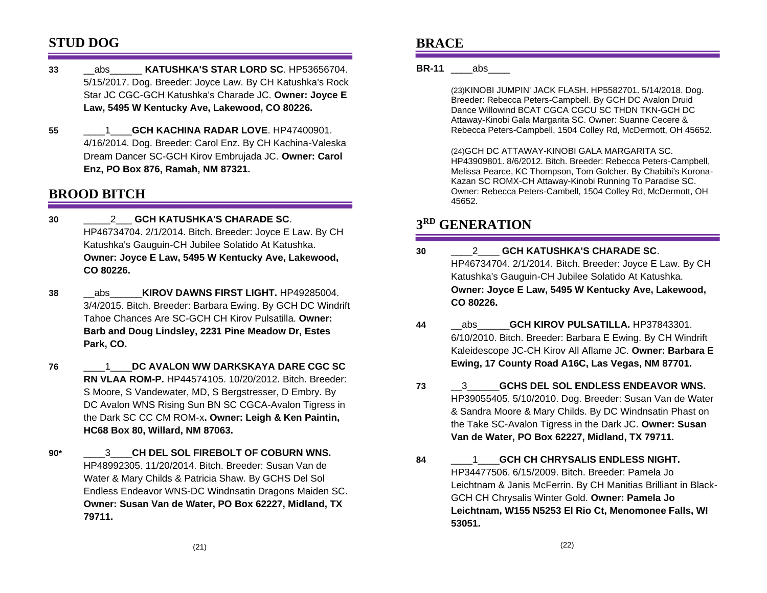## STUD DOG

**33** __abs______ **KATUSHKA'S STAR LORD SC**. HP53656704. 5/15/2017. Dog. Breeder: Joyce Law. By CH Katushka's Rock Star JC CGC-GCH Katushka's Charade JC. **Owner: Joyce E Law, 5495 W Kentucky Ave, Lakewood, CO 80226.**

**55** ____1____**GCH KACHINA RADAR LOVE**. HP47400901. 4/16/2014. Dog. Breeder: Carol Enz. By CH Kachina-Valeska Dream Dancer SC-GCH Kirov Embrujada JC. **Owner: Carol Enz, PO Box 876, Ramah, NM 87321.**

## BROOD BITCH

**30** _____2___ **GCH KATUSHKA'S CHARADE SC**. HP46734704. 2/1/2014. Bitch. Breeder: Joyce E Law. By CH Katushka's Gauguin-CH Jubilee Solatido At Katushka. **Owner: Joyce E Law, 5495 W Kentucky Ave, Lakewood, CO 80226.**

**38** __abs______**KIROV DAWNS FIRST LIGHT.** HP49285004. 3/4/2015. Bitch. Breeder: Barbara Ewing. By GCH DC Windrift Tahoe Chances Are SC-GCH CH Kirov Pulsatilla. **Owner: Barb and Doug Lindsley, 2231 Pine Meadow Dr, Estes Park, CO.**

**76** ____1____**DC AVALON WW DARKSKAYA DARE CGC SC RN VLAA ROM-P.** HP44574105. 10/20/2012. Bitch. Breeder: S Moore, S Vandewater, MD, S Bergstresser, D Embry. By DC Avalon WNS Rising Sun BN SC CGCA-Avalon Tigress in the Dark SC CC CM ROM-x**. Owner: Leigh & Ken Paintin, HC68 Box 80, Willard, NM 87063.**

**90*** ____3____**CH DEL SOL FIREBOLT OF COBURN WNS.** HP48992305. 11/20/2014. Bitch. Breeder: Susan Van de Water & Mary Childs & Patricia Shaw. By GCHS Del Sol Endless Endeavor WNS-DC Windnsatin Dragons Maiden SC. **Owner: Susan Van de Water, PO Box 62227, Midland, TX 79711.**

## BRACE

**BR-11** ____abs____

(23)KINOBI JUMPIN' JACK FLASH. HP5582701. 5/14/2018. Dog. Breeder: Rebecca Peters-Campbell. By GCH DC Avalon Druid Dance Willowind BCAT CGCA CGCU SC THDN TKN-GCH DC Attaway-Kinobi Gala Margarita SC. Owner: Suanne Cecere & Rebecca Peters-Campbell, 1504 Colley Rd, McDermott, OH 45652.

(24)GCH DC ATTAWAY-KINOBI GALA MARGARITA SC. HP43909801. 8/6/2012. Bitch. Breeder: Rebecca Peters-Campbell, Melissa Pearce, KC Thompson, Tom Golcher. By Chabibi's Korona-Kazan SC ROMX-CH Attaway-Kinobi Running To Paradise SC. Owner: Rebecca Peters-Cambell, 1504 Colley Rd, McDermott, OH 45652.

## 3RD GENERATION

**30** ____2____ **GCH KATUSHKA'S CHARADE SC**. HP46734704. 2/1/2014. Bitch. Breeder: Joyce E Law. By CH Katushka's Gauguin-CH Jubilee Solatido At Katushka. **Owner: Joyce E Law, 5495 W Kentucky Ave, Lakewood, CO 80226.**

**44** __abs______**GCH KIROV PULSATILLA.** HP37843301. 6/10/2010. Bitch. Breeder: Barbara E Ewing. By CH Windrift Kaleidescope JC-CH Kirov All Aflame JC. **Owner: Barbara E Ewing, 17 County Road A16C, Las Vegas, NM 87701.**

**73** __3______**GCHS DEL SOL ENDLESS ENDEAVOR WNS.** HP39055405. 5/10/2010. Dog. Breeder: Susan Van de Water & Sandra Moore & Mary Childs. By DC Windnsatin Phast on the Take SC-Avalon Tigress in the Dark JC. **Owner: Susan Van de Water, PO Box 62227, Midland, TX 79711.**

**84** ____1____**GCH CH CHRYSALIS ENDLESS NIGHT.** HP34477506. 6/15/2009. Bitch. Breeder: Pamela Jo Leichtnam & Janis McFerrin. By CH Manitias Brilliant in Black-GCH CH Chrysalis Winter Gold. **Owner: Pamela Jo Leichtnam, W155 N5253 El Rio Ct, Menomonee Falls, WI 53051.**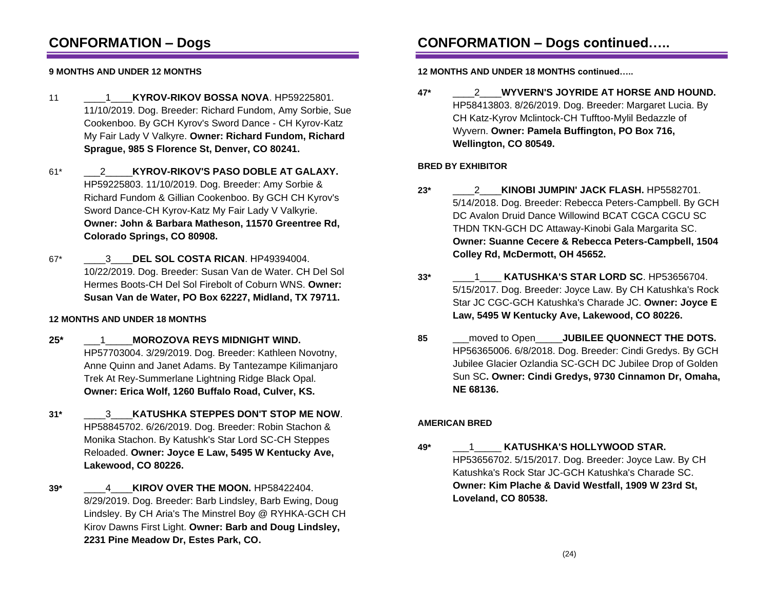## CONFORMATION – Dogs

**9 MONTHS AND UNDER 12 MONTHS**

11 ____1____**KYROV-RIKOV BOSSA NOVA**. HP59225801. 11/10/2019. Dog. Breeder: Richard Fundom, Amy Sorbie, Sue Cookenboo. By GCH Kyrov's Sword Dance - CH Kyrov-Katz My Fair Lady V Valkyre. **Owner: Richard Fundom, Richard Sprague, 985 S Florence St, Denver, CO 80241.**

61* ___2_____**KYROV-RIKOV'S PASO DOBLE AT GALAXY.** HP59225803. 11/10/2019. Dog. Breeder: Amy Sorbie & Richard Fundom & Gillian Cookenboo. By GCH CH Kyrov's Sword Dance-CH Kyrov-Katz My Fair Lady V Valkyrie. **Owner: John & Barbara Matheson, 11570 Greentree Rd, Colorado Springs, CO 80908.**

67* ____3____**DEL SOL COSTA RICAN**. HP49394004. 10/22/2019. Dog. Breeder: Susan Van de Water. CH Del Sol Hermes Boots-CH Del Sol Firebolt of Coburn WNS. **Owner: Susan Van de Water, PO Box 62227, Midland, TX 79711.**

**12 MONTHS AND UNDER 18 MONTHS**

**25*** ___1_____**MOROZOVA REYS MIDNIGHT WIND.** HP57703004. 3/29/2019. Dog. Breeder: Kathleen Novotny, Anne Quinn and Janet Adams. By Tantezampe Kilimanjaro Trek At Rey-Summerlane Lightning Ridge Black Opal. **Owner: Erica Wolf, 1260 Buffalo Road, Culver, KS.**

**31*** ____3____**KATUSHKA STEPPES DON'T STOP ME NOW**. HP58845702. 6/26/2019. Dog. Breeder: Robin Stachon & Monika Stachon. By Katushk's Star Lord SC-CH Steppes Reloaded. **Owner: Joyce E Law, 5495 W Kentucky Ave, Lakewood, CO 80226.**

**39*** ____4____**KIROV OVER THE MOON.** HP58422404. 8/29/2019. Dog. Breeder: Barb Lindsley, Barb Ewing, Doug Lindsley. By CH Aria's The Minstrel Boy @ RYHKA-GCH CH Kirov Dawns First Light. **Owner: Barb and Doug Lindsley, 2231 Pine Meadow Dr, Estes Park, CO.**

## CONFORMATION – Dogs continued…..

**12 MONTHS AND UNDER 18 MONTHS continued…..**

**47*** ____2____**WYVERN'S JOYRIDE AT HORSE AND HOUND.** HP58413803. 8/26/2019. Dog. Breeder: Margaret Lucia. By CH Katz-Kyrov Mclintock-CH Tufftoo-Mylil Bedazzle of Wyvern. **Owner: Pamela Buffington, PO Box 716, Wellington, CO 80549.**

**BRED BY EXHIBITOR**

**23*** ____2____**KINOBI JUMPIN' JACK FLASH.** HP5582701. 5/14/2018. Dog. Breeder: Rebecca Peters-Campbell. By GCH DC Avalon Druid Dance Willowind BCAT CGCA CGCU SC THDN TKN-GCH DC Attaway-Kinobi Gala Margarita SC. **Owner: Suanne Cecere & Rebecca Peters-Campbell, 1504 Colley Rd, McDermott, OH 45652.**

**33*** ____1____ **KATUSHKA'S STAR LORD SC**. HP53656704. 5/15/2017. Dog. Breeder: Joyce Law. By CH Katushka's Rock Star JC CGC-GCH Katushka's Charade JC. **Owner: Joyce E Law, 5495 W Kentucky Ave, Lakewood, CO 80226.**

**85** ___moved to Open_____**JUBILEE QUONNECT THE DOTS.** HP56365006. 6/8/2018. Dog. Breeder: Cindi Gredys. By GCH Jubilee Glacier Ozlandia SC-GCH DC Jubilee Drop of Golden Sun SC**. Owner: Cindi Gredys, 9730 Cinnamon Dr, Omaha, NE 68136.**

**AMERICAN BRED**

**49*** ___1_____ **KATUSHKA'S HOLLYWOOD STAR.** HP53656702. 5/15/2017. Dog. Breeder: Joyce Law. By CH Katushka's Rock Star JC-GCH Katushka's Charade SC. **Owner: Kim Plache & David Westfall, 1909 W 23rd St, Loveland, CO 80538.**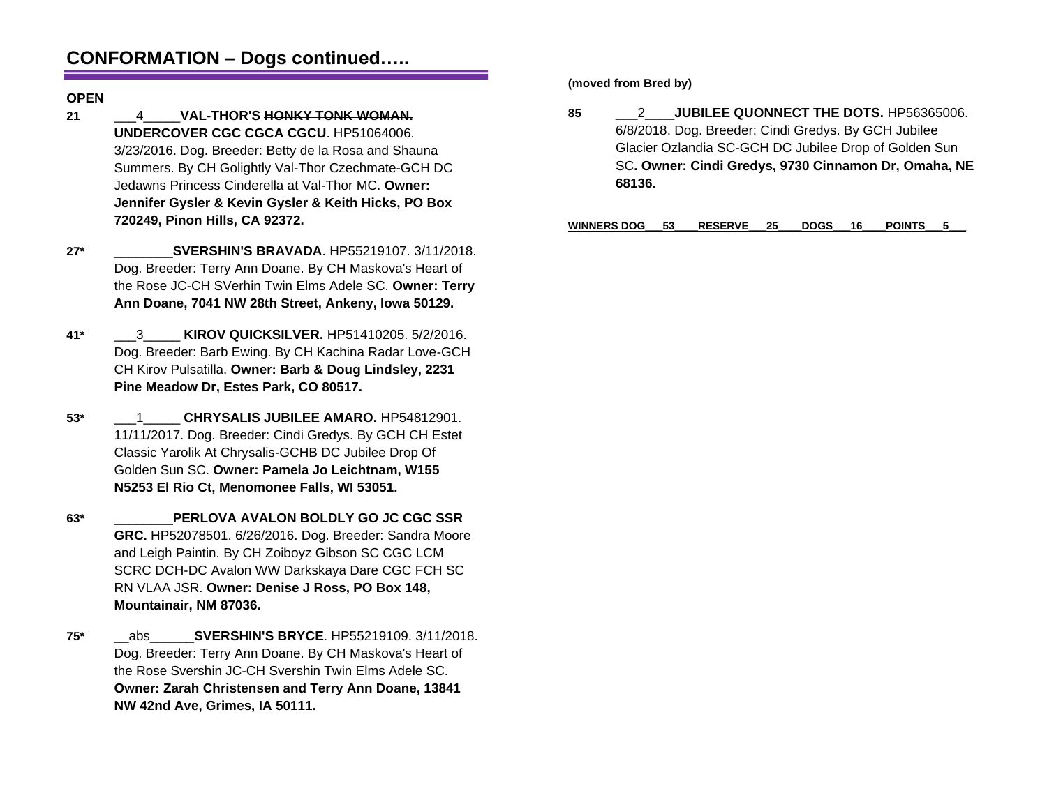# CONFORMATION – Dogs continued…..

**OPEN**

**21** ___4_____**VAL-THOR'S ~~HONKY TONK WOMAN.~~ UNDERCOVER CGC CGCA CGCU**. HP51064006. 3/23/2016. Dog. Breeder: Betty de la Rosa and Shauna Summers. By CH Golightly Val-Thor Czechmate-GCH DC Jedawns Princess Cinderella at Val-Thor MC. **Owner: Jennifer Gysler & Kevin Gysler & Keith Hicks, PO Box 720249, Pinon Hills, CA 92372.**

**27*** ________**SVERSHIN'S BRAVADA**. HP55219107. 3/11/2018. Dog. Breeder: Terry Ann Doane. By CH Maskova's Heart of the Rose JC-CH SVerhin Twin Elms Adele SC. **Owner: Terry Ann Doane, 7041 NW 28th Street, Ankeny, Iowa 50129.**

**41*** ___3_____ **KIROV QUICKSILVER.** HP51410205. 5/2/2016. Dog. Breeder: Barb Ewing. By CH Kachina Radar Love-GCH CH Kirov Pulsatilla. **Owner: Barb & Doug Lindsley, 2231 Pine Meadow Dr, Estes Park, CO 80517.**

**53*** ___1_____ **CHRYSALIS JUBILEE AMARO.** HP54812901. 11/11/2017. Dog. Breeder: Cindi Gredys. By GCH CH Estet Classic Yarolik At Chrysalis-GCHB DC Jubilee Drop Of Golden Sun SC. **Owner: Pamela Jo Leichtnam, W155 N5253 El Rio Ct, Menomonee Falls, WI 53051.**

**63*** ________**PERLOVA AVALON BOLDLY GO JC CGC SSR GRC.** HP52078501. 6/26/2016. Dog. Breeder: Sandra Moore and Leigh Paintin. By CH Zoiboyz Gibson SC CGC LCM SCRC DCH-DC Avalon WW Darkskaya Dare CGC FCH SC RN VLAA JSR. **Owner: Denise J Ross, PO Box 148, Mountainair, NM 87036.**

**75*** __abs______**SVERSHIN'S BRYCE**. HP55219109. 3/11/2018. Dog. Breeder: Terry Ann Doane. By CH Maskova's Heart of the Rose Svershin JC-CH Svershin Twin Elms Adele SC. **Owner: Zarah Christensen and Terry Ann Doane, 13841 NW 42nd Ave, Grimes, IA 50111.**

**(moved from Bred by)**

**85** ___2____**JUBILEE QUONNECT THE DOTS.** HP56365006. 6/8/2018. Dog. Breeder: Cindi Gredys. By GCH Jubilee Glacier Ozlandia SC-GCH DC Jubilee Drop of Golden Sun SC**. Owner: Cindi Gredys, 9730 Cinnamon Dr, Omaha, NE 68136.**

**WINNERS DOG___53___RESERVE___25___DOGS___16___POINTS___5___**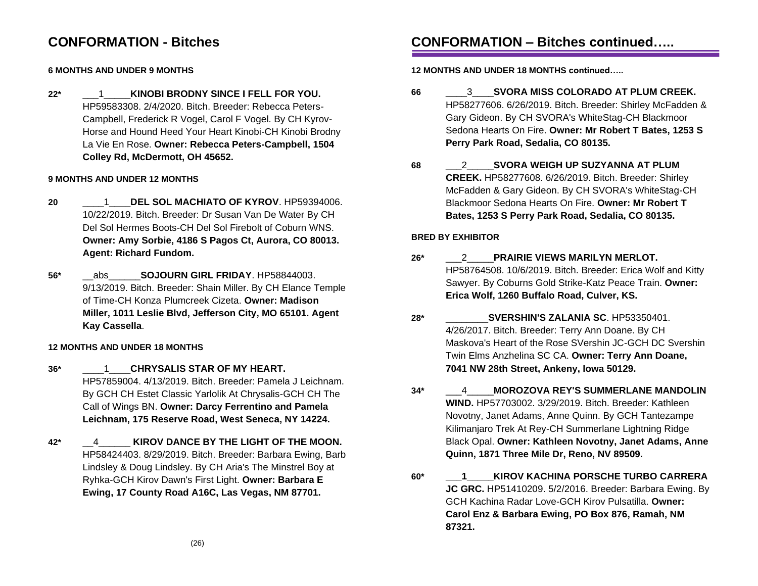## CONFORMATION - Bitches

**6 MONTHS AND UNDER 9 MONTHS**

**22*** ___1_____**KINOBI BRODNY SINCE I FELL FOR YOU.** HP59583308. 2/4/2020. Bitch. Breeder: Rebecca Peters-Campbell, Frederick R Vogel, Carol F Vogel. By CH Kyrov-Horse and Hound Heed Your Heart Kinobi-CH Kinobi Brodny La Vie En Rose. **Owner: Rebecca Peters-Campbell, 1504 Colley Rd, McDermott, OH 45652.**

**9 MONTHS AND UNDER 12 MONTHS**

**20** ____1____**DEL SOL MACHIATO OF KYROV**. HP59394006. 10/22/2019. Bitch. Breeder: Dr Susan Van De Water By CH Del Sol Hermes Boots-CH Del Sol Firebolt of Coburn WNS. **Owner: Amy Sorbie, 4186 S Pagos Ct, Aurora, CO 80013. Agent: Richard Fundom.**

**56*** __abs______**SOJOURN GIRL FRIDAY**. HP58844003. 9/13/2019. Bitch. Breeder: Shain Miller. By CH Elance Temple of Time-CH Konza Plumcreek Cizeta. **Owner: Madison Miller, 1011 Leslie Blvd, Jefferson City, MO 65101. Agent Kay Cassella**.

**12 MONTHS AND UNDER 18 MONTHS**

**36*** ____1____**CHRYSALIS STAR OF MY HEART.** HP57859004. 4/13/2019. Bitch. Breeder: Pamela J Leichnam. By GCH CH Estet Classic Yarlolik At Chrysalis-GCH CH The Call of Wings BN. **Owner: Darcy Ferrentino and Pamela Leichnam, 175 Reserve Road, West Seneca, NY 14224.**

**42*** __4______ **KIROV DANCE BY THE LIGHT OF THE MOON.** HP58424403. 8/29/2019. Bitch. Breeder: Barbara Ewing, Barb Lindsley & Doug Lindsley. By CH Aria's The Minstrel Boy at Ryhka-GCH Kirov Dawn's First Light. **Owner: Barbara E Ewing, 17 County Road A16C, Las Vegas, NM 87701.**

## CONFORMATION – Bitches continued…..

**12 MONTHS AND UNDER 18 MONTHS continued…..**

**66** ____3____**SVORA MISS COLORADO AT PLUM CREEK.** HP58277606. 6/26/2019. Bitch. Breeder: Shirley McFadden & Gary Gideon. By CH SVORA's WhiteStag-CH Blackmoor Sedona Hearts On Fire. **Owner: Mr Robert T Bates, 1253 S Perry Park Road, Sedalia, CO 80135.**

**68** ___2_____**SVORA WEIGH UP SUZYANNA AT PLUM CREEK.** HP58277608. 6/26/2019. Bitch. Breeder: Shirley McFadden & Gary Gideon. By CH SVORA's WhiteStag-CH Blackmoor Sedona Hearts On Fire. **Owner: Mr Robert T Bates, 1253 S Perry Park Road, Sedalia, CO 80135.**

**BRED BY EXHIBITOR**

**26*** ___2_____**PRAIRIE VIEWS MARILYN MERLOT.** HP58764508. 10/6/2019. Bitch. Breeder: Erica Wolf and Kitty Sawyer. By Coburns Gold Strike-Katz Peace Train. **Owner: Erica Wolf, 1260 Buffalo Road, Culver, KS.**

**28*** ________**SVERSHIN'S ZALANIA SC**. HP53350401. 4/26/2017. Bitch. Breeder: Terry Ann Doane. By CH Maskova's Heart of the Rose SVershin JC-GCH DC Svershin Twin Elms Anzhelina SC CA. **Owner: Terry Ann Doane, 7041 NW 28th Street, Ankeny, Iowa 50129.**

**34*** ___4_____**MOROZOVA REY'S SUMMERLANE MANDOLIN WIND.** HP57703002. 3/29/2019. Bitch. Breeder: Kathleen Novotny, Janet Adams, Anne Quinn. By GCH Tantezampe Kilimanjaro Trek At Rey-CH Summerlane Lightning Ridge Black Opal. **Owner: Kathleen Novotny, Janet Adams, Anne Quinn, 1871 Three Mile Dr, Reno, NV 89509.**

**60*** **___1_____KIROV KACHINA PORSCHE TURBO CARRERA JC GRC.** HP51410209. 5/2/2016. Breeder: Barbara Ewing. By GCH Kachina Radar Love-GCH Kirov Pulsatilla. **Owner: Carol Enz & Barbara Ewing, PO Box 876, Ramah, NM 87321.**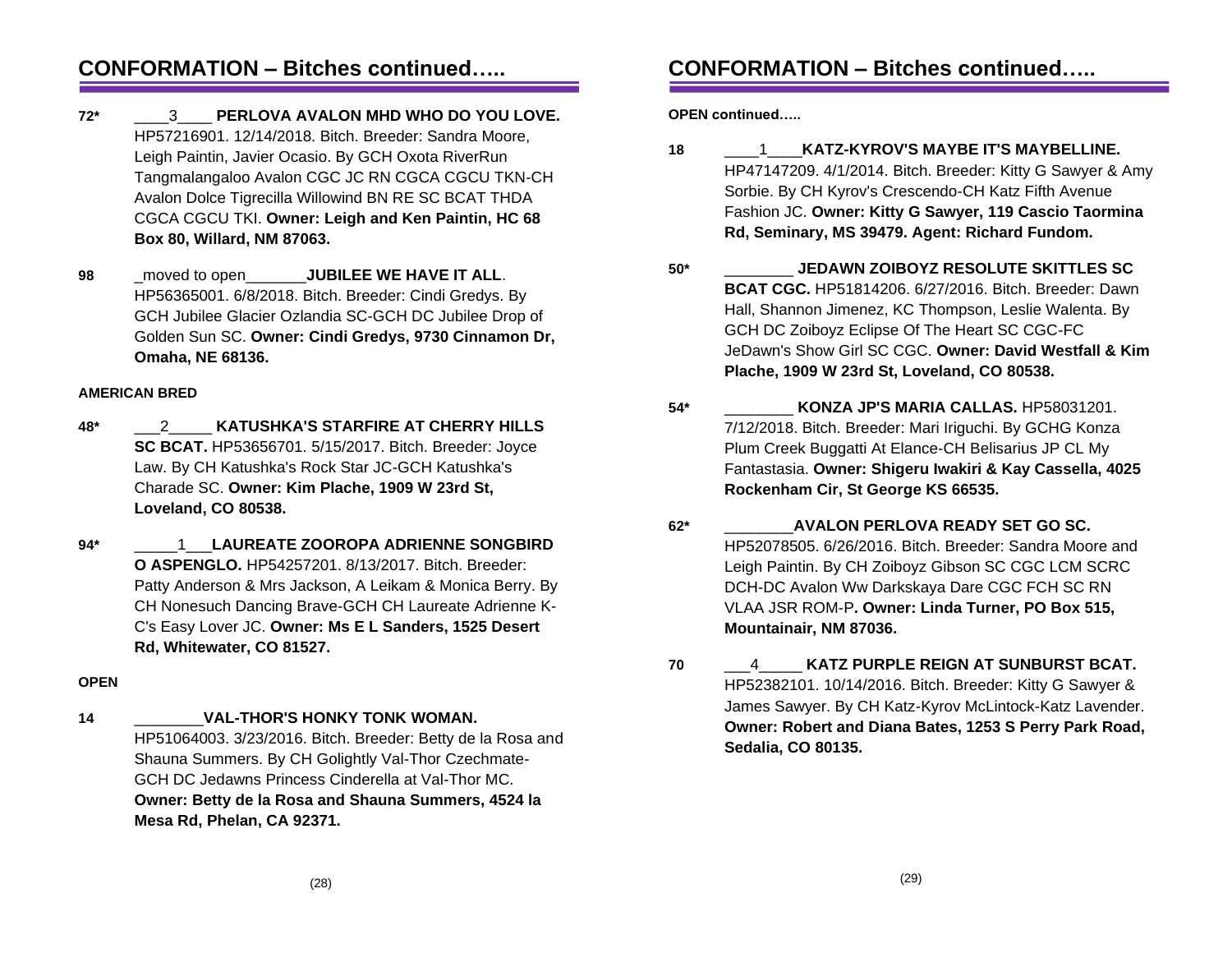## CONFORMATION – Bitches continued…..

**72*** ____3____ **PERLOVA AVALON MHD WHO DO YOU LOVE.** HP57216901. 12/14/2018. Bitch. Breeder: Sandra Moore, Leigh Paintin, Javier Ocasio. By GCH Oxota RiverRun Tangmalangaloo Avalon CGC JC RN CGCA CGCU TKN-CH Avalon Dolce Tigrecilla Willowind BN RE SC BCAT THDA CGCA CGCU TKI. **Owner: Leigh and Ken Paintin, HC 68 Box 80, Willard, NM 87063.**

**98** _moved to open_______**JUBILEE WE HAVE IT ALL**. HP56365001. 6/8/2018. Bitch. Breeder: Cindi Gredys. By GCH Jubilee Glacier Ozlandia SC-GCH DC Jubilee Drop of Golden Sun SC. **Owner: Cindi Gredys, 9730 Cinnamon Dr, Omaha, NE 68136.**

**AMERICAN BRED**

**48*** ___2_____ **KATUSHKA'S STARFIRE AT CHERRY HILLS SC BCAT.** HP53656701. 5/15/2017. Bitch. Breeder: Joyce Law. By CH Katushka's Rock Star JC-GCH Katushka's Charade SC. **Owner: Kim Plache, 1909 W 23rd St, Loveland, CO 80538.**

**94*** _____1___**LAUREATE ZOOROPA ADRIENNE SONGBIRD O ASPENGLO.** HP54257201. 8/13/2017. Bitch. Breeder: Patty Anderson & Mrs Jackson, A Leikam & Monica Berry. By CH Nonesuch Dancing Brave-GCH CH Laureate Adrienne K-C's Easy Lover JC. **Owner: Ms E L Sanders, 1525 Desert Rd, Whitewater, CO 81527.**

**OPEN**

**14** ________**VAL-THOR'S HONKY TONK WOMAN.** HP51064003. 3/23/2016. Bitch. Breeder: Betty de la Rosa and Shauna Summers. By CH Golightly Val-Thor Czechmate-GCH DC Jedawns Princess Cinderella at Val-Thor MC. **Owner: Betty de la Rosa and Shauna Summers, 4524 la Mesa Rd, Phelan, CA 92371.**

## CONFORMATION – Bitches continued…..

**OPEN continued…..**

**18** ____1____**KATZ-KYROV'S MAYBE IT'S MAYBELLINE.** HP47147209. 4/1/2014. Bitch. Breeder: Kitty G Sawyer & Amy Sorbie. By CH Kyrov's Crescendo-CH Katz Fifth Avenue Fashion JC. **Owner: Kitty G Sawyer, 119 Cascio Taormina Rd, Seminary, MS 39479. Agent: Richard Fundom.**

**50*** ________ **JEDAWN ZOIBOYZ RESOLUTE SKITTLES SC BCAT CGC.** HP51814206. 6/27/2016. Bitch. Breeder: Dawn Hall, Shannon Jimenez, KC Thompson, Leslie Walenta. By GCH DC Zoiboyz Eclipse Of The Heart SC CGC-FC JeDawn's Show Girl SC CGC. **Owner: David Westfall & Kim Plache, 1909 W 23rd St, Loveland, CO 80538.**

**54*** ________ **KONZA JP'S MARIA CALLAS.** HP58031201. 7/12/2018. Bitch. Breeder: Mari Iriguchi. By GCHG Konza Plum Creek Buggatti At Elance-CH Belisarius JP CL My Fantastasia. **Owner: Shigeru Iwakiri & Kay Cassella, 4025 Rockenham Cir, St George KS 66535.**

**62*** ________**AVALON PERLOVA READY SET GO SC.** HP52078505. 6/26/2016. Bitch. Breeder: Sandra Moore and Leigh Paintin. By CH Zoiboyz Gibson SC CGC LCM SCRC DCH-DC Avalon Ww Darkskaya Dare CGC FCH SC RN VLAA JSR ROM-P**. Owner: Linda Turner, PO Box 515, Mountainair, NM 87036.**

**70** ___4_____ **KATZ PURPLE REIGN AT SUNBURST BCAT.** HP52382101. 10/14/2016. Bitch. Breeder: Kitty G Sawyer & James Sawyer. By CH Katz-Kyrov McLintock-Katz Lavender. **Owner: Robert and Diana Bates, 1253 S Perry Park Road, Sedalia, CO 80135.**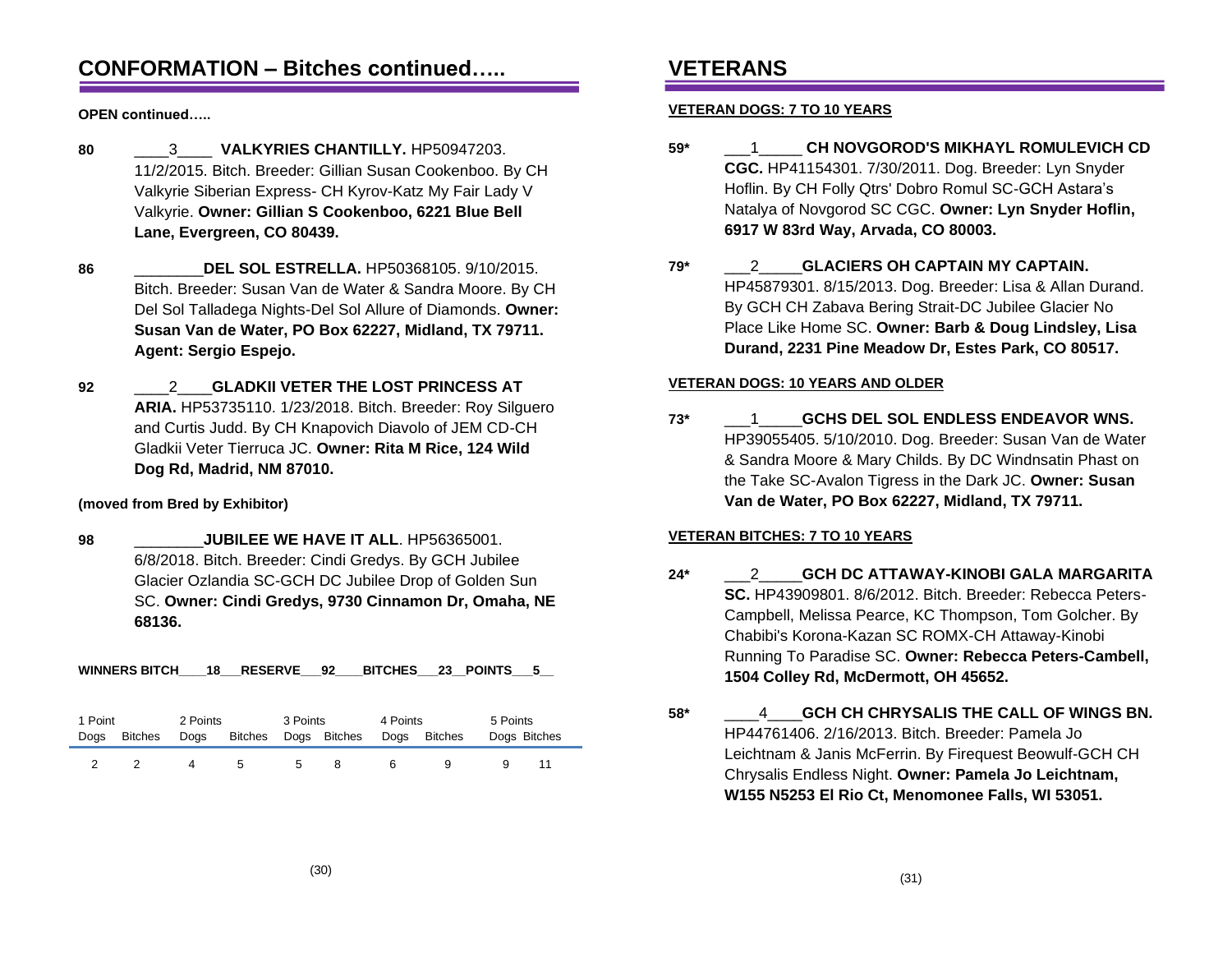## CONFORMATION – Bitches continued…..

**OPEN continued…..**

**80** ____3____ **VALKYRIES CHANTILLY.** HP50947203. 11/2/2015. Bitch. Breeder: Gillian Susan Cookenboo. By CH Valkyrie Siberian Express- CH Kyrov-Katz My Fair Lady V Valkyrie. **Owner: Gillian S Cookenboo, 6221 Blue Bell Lane, Evergreen, CO 80439.**

**86** ________**DEL SOL ESTRELLA.** HP50368105. 9/10/2015. Bitch. Breeder: Susan Van de Water & Sandra Moore. By CH Del Sol Talladega Nights-Del Sol Allure of Diamonds. **Owner: Susan Van de Water, PO Box 62227, Midland, TX 79711. Agent: Sergio Espejo.**

**92** ____2____**GLADKII VETER THE LOST PRINCESS AT ARIA.** HP53735110. 1/23/2018. Bitch. Breeder: Roy Silguero and Curtis Judd. By CH Knapovich Diavolo of JEM CD-CH Gladkii Veter Tierruca JC. **Owner: Rita M Rice, 124 Wild Dog Rd, Madrid, NM 87010.**

**(moved from Bred by Exhibitor)**

**98** ________**JUBILEE WE HAVE IT ALL**. HP56365001. 6/8/2018. Bitch. Breeder: Cindi Gredys. By GCH Jubilee Glacier Ozlandia SC-GCH DC Jubilee Drop of Golden Sun SC. **Owner: Cindi Gredys, 9730 Cinnamon Dr, Omaha, NE 68136.**

**WINNERS BITCH____18___RESERVE___92____BITCHES___23__POINTS___5__**

| 1 Point | | 2 Points | | 3 Points | | 4 Points | | 5 Points | |
|---|---|---|---|---|---|---|---|---|---|
| Dogs | Bitches | Dogs | Bitches | Dogs | Bitches | Dogs | Bitches | Dogs | Bitches |
| 2 | 2 | 4 | 5 | 5 | 8 | 6 | 9 | 9 | 11 |

## VETERANS

**VETERAN DOGS: 7 TO 10 YEARS**

**59*** ___1_____ **CH NOVGOROD'S MIKHAYL ROMULEVICH CD CGC.** HP41154301. 7/30/2011. Dog. Breeder: Lyn Snyder Hoflin. By CH Folly Qtrs' Dobro Romul SC-GCH Astara's Natalya of Novgorod SC CGC. **Owner: Lyn Snyder Hoflin, 6917 W 83rd Way, Arvada, CO 80003.**

**79*** ___2_____**GLACIERS OH CAPTAIN MY CAPTAIN.** HP45879301. 8/15/2013. Dog. Breeder: Lisa & Allan Durand. By GCH CH Zabava Bering Strait-DC Jubilee Glacier No Place Like Home SC. **Owner: Barb & Doug Lindsley, Lisa Durand, 2231 Pine Meadow Dr, Estes Park, CO 80517.**

**VETERAN DOGS: 10 YEARS AND OLDER**

**73*** ___1_____**GCHS DEL SOL ENDLESS ENDEAVOR WNS.** HP39055405. 5/10/2010. Dog. Breeder: Susan Van de Water & Sandra Moore & Mary Childs. By DC Windnsatin Phast on the Take SC-Avalon Tigress in the Dark JC. **Owner: Susan Van de Water, PO Box 62227, Midland, TX 79711.**

**VETERAN BITCHES: 7 TO 10 YEARS**

**24*** ___2_____**GCH DC ATTAWAY-KINOBI GALA MARGARITA SC.** HP43909801. 8/6/2012. Bitch. Breeder: Rebecca Peters-Campbell, Melissa Pearce, KC Thompson, Tom Golcher. By Chabibi's Korona-Kazan SC ROMX-CH Attaway-Kinobi Running To Paradise SC. **Owner: Rebecca Peters-Cambell, 1504 Colley Rd, McDermott, OH 45652.**

**58*** ____4____**GCH CH CHRYSALIS THE CALL OF WINGS BN.** HP44761406. 2/16/2013. Bitch. Breeder: Pamela Jo Leichtnam & Janis McFerrin. By Firequest Beowulf-GCH CH Chrysalis Endless Night. **Owner: Pamela Jo Leichtnam, W155 N5253 El Rio Ct, Menomonee Falls, WI 53051.**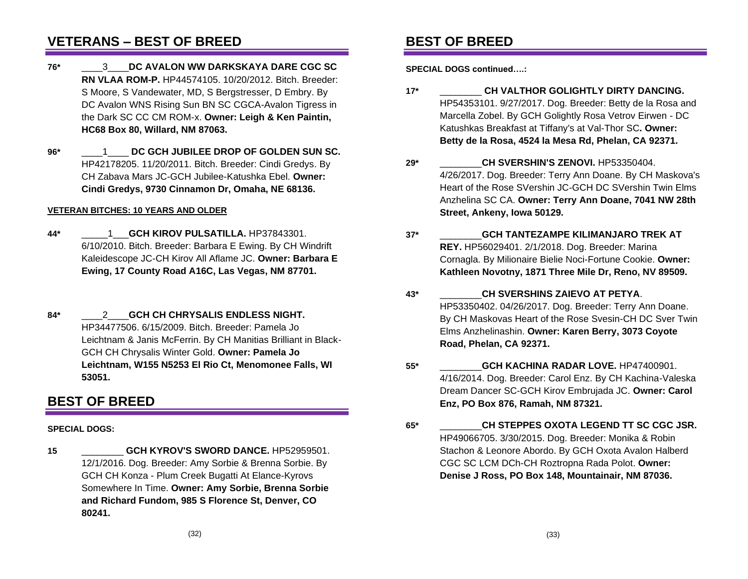## VETERANS – BEST OF BREED

**76*** ____3____**DC AVALON WW DARKSKAYA DARE CGC SC RN VLAA ROM-P.** HP44574105. 10/20/2012. Bitch. Breeder: S Moore, S Vandewater, MD, S Bergstresser, D Embry. By DC Avalon WNS Rising Sun BN SC CGCA-Avalon Tigress in the Dark SC CC CM ROM-x. **Owner: Leigh & Ken Paintin, HC68 Box 80, Willard, NM 87063.**

**96*** ____1____ **DC GCH JUBILEE DROP OF GOLDEN SUN SC.** HP42178205. 11/20/2011. Bitch. Breeder: Cindi Gredys. By CH Zabava Mars JC-GCH Jubilee-Katushka Ebel. **Owner: Cindi Gredys, 9730 Cinnamon Dr, Omaha, NE 68136.**

**VETERAN BITCHES: 10 YEARS AND OLDER**

**44*** _____1___**GCH KIROV PULSATILLA.** HP37843301. 6/10/2010. Bitch. Breeder: Barbara E Ewing. By CH Windrift Kaleidescope JC-CH Kirov All Aflame JC. **Owner: Barbara E Ewing, 17 County Road A16C, Las Vegas, NM 87701.**

**84*** ____2____**GCH CH CHRYSALIS ENDLESS NIGHT.** HP34477506. 6/15/2009. Bitch. Breeder: Pamela Jo Leichtnam & Janis McFerrin. By CH Manitias Brilliant in Black-GCH CH Chrysalis Winter Gold. **Owner: Pamela Jo Leichtnam, W155 N5253 El Rio Ct, Menomonee Falls, WI 53051.**

## BEST OF BREED

**SPECIAL DOGS:**

**15** ________ **GCH KYROV'S SWORD DANCE.** HP52959501. 12/1/2016. Dog. Breeder: Amy Sorbie & Brenna Sorbie. By GCH CH Konza - Plum Creek Bugatti At Elance-Kyrovs Somewhere In Time. **Owner: Amy Sorbie, Brenna Sorbie and Richard Fundom, 985 S Florence St, Denver, CO 80241.**

## BEST OF BREED

**SPECIAL DOGS continued….:**

**17*** ________ **CH VALTHOR GOLIGHTLY DIRTY DANCING.** HP54353101. 9/27/2017. Dog. Breeder: Betty de la Rosa and Marcella Zobel. By GCH Golightly Rosa Vetrov Eirwen - DC Katushkas Breakfast at Tiffany's at Val-Thor SC**. Owner: Betty de la Rosa, 4524 la Mesa Rd, Phelan, CA 92371.**

**29*** ________**CH SVERSHIN'S ZENOVI.** HP53350404. 4/26/2017. Dog. Breeder: Terry Ann Doane. By CH Maskova's Heart of the Rose SVershin JC-GCH DC SVershin Twin Elms Anzhelina SC CA. **Owner: Terry Ann Doane, 7041 NW 28th Street, Ankeny, Iowa 50129.**

**37*** ________**GCH TANTEZAMPE KILIMANJARO TREK AT REY.** HP56029401. 2/1/2018. Dog. Breeder: Marina Cornagla. By Milionaire Bielie Noci-Fortune Cookie. **Owner: Kathleen Novotny, 1871 Three Mile Dr, Reno, NV 89509.**

**43*** ________**CH SVERSHINS ZAIEVO AT PETYA**. HP53350402. 04/26/2017. Dog. Breeder: Terry Ann Doane. By CH Maskovas Heart of the Rose Svesin-CH DC Sver Twin Elms Anzhelinashin. **Owner: Karen Berry, 3073 Coyote Road, Phelan, CA 92371.**

**55*** ________**GCH KACHINA RADAR LOVE.** HP47400901. 4/16/2014. Dog. Breeder: Carol Enz. By CH Kachina-Valeska Dream Dancer SC-GCH Kirov Embrujada JC. **Owner: Carol Enz, PO Box 876, Ramah, NM 87321.**

**65*** ________**CH STEPPES OXOTA LEGEND TT SC CGC JSR.** HP49066705. 3/30/2015. Dog. Breeder: Monika & Robin Stachon & Leonore Abordo. By GCH Oxota Avalon Halberd CGC SC LCM DCh-CH Roztropna Rada Polot. **Owner: Denise J Ross, PO Box 148, Mountainair, NM 87036.**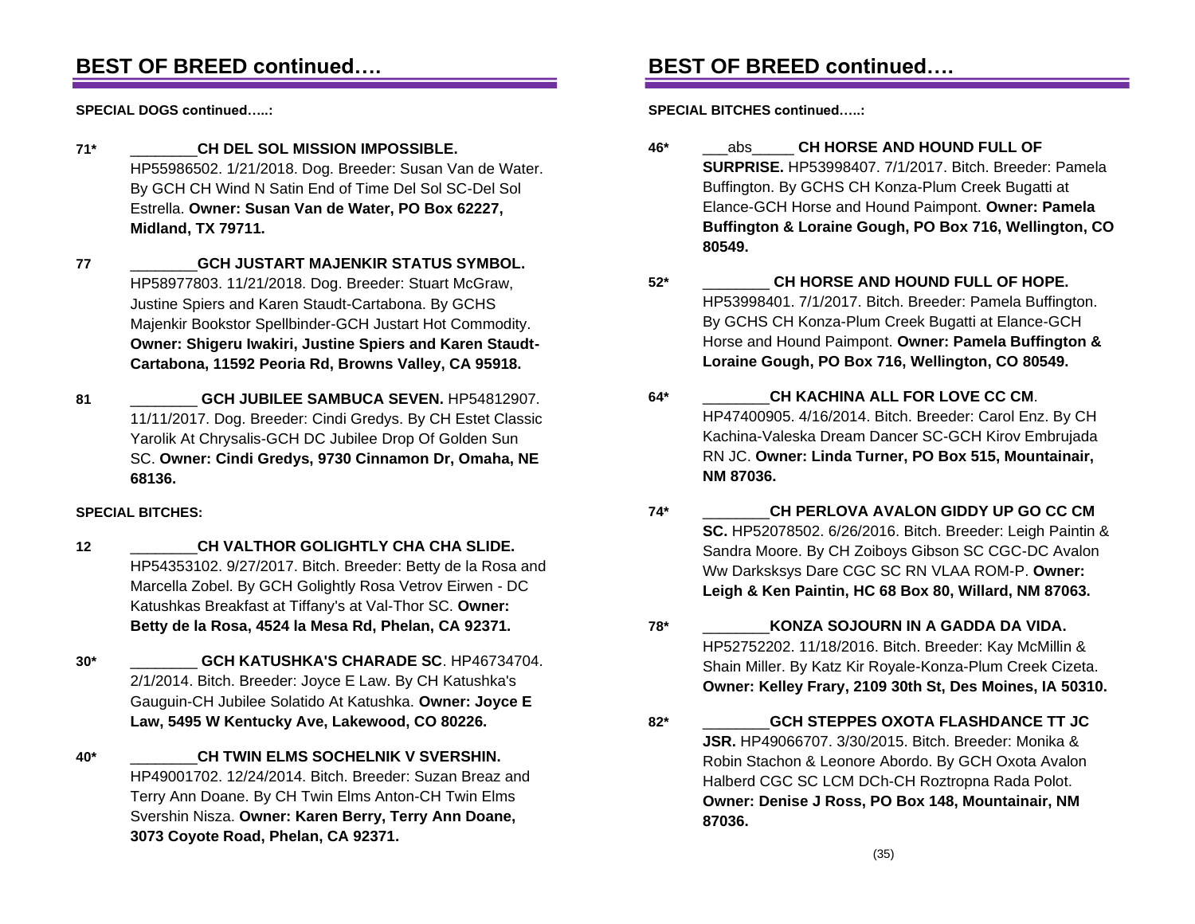## BEST OF BREED continued….

**SPECIAL DOGS continued…..:**

**71*** ________**CH DEL SOL MISSION IMPOSSIBLE.** HP55986502. 1/21/2018. Dog. Breeder: Susan Van de Water. By GCH CH Wind N Satin End of Time Del Sol SC-Del Sol Estrella. **Owner: Susan Van de Water, PO Box 62227, Midland, TX 79711.**

**77** ________**GCH JUSTART MAJENKIR STATUS SYMBOL.** HP58977803. 11/21/2018. Dog. Breeder: Stuart McGraw, Justine Spiers and Karen Staudt-Cartabona. By GCHS Majenkir Bookstor Spellbinder-GCH Justart Hot Commodity. **Owner: Shigeru Iwakiri, Justine Spiers and Karen Staudt-Cartabona, 11592 Peoria Rd, Browns Valley, CA 95918.**

**81** ________ **GCH JUBILEE SAMBUCA SEVEN.** HP54812907. 11/11/2017. Dog. Breeder: Cindi Gredys. By CH Estet Classic Yarolik At Chrysalis-GCH DC Jubilee Drop Of Golden Sun SC. **Owner: Cindi Gredys, 9730 Cinnamon Dr, Omaha, NE 68136.**

**SPECIAL BITCHES:**

**12** ________**CH VALTHOR GOLIGHTLY CHA CHA SLIDE.** HP54353102. 9/27/2017. Bitch. Breeder: Betty de la Rosa and Marcella Zobel. By GCH Golightly Rosa Vetrov Eirwen - DC Katushkas Breakfast at Tiffany's at Val-Thor SC. **Owner: Betty de la Rosa, 4524 la Mesa Rd, Phelan, CA 92371.**

**30*** ________ **GCH KATUSHKA'S CHARADE SC**. HP46734704. 2/1/2014. Bitch. Breeder: Joyce E Law. By CH Katushka's Gauguin-CH Jubilee Solatido At Katushka. **Owner: Joyce E Law, 5495 W Kentucky Ave, Lakewood, CO 80226.**

**40*** ________**CH TWIN ELMS SOCHELNIK V SVERSHIN.** HP49001702. 12/24/2014. Bitch. Breeder: Suzan Breaz and Terry Ann Doane. By CH Twin Elms Anton-CH Twin Elms Svershin Nisza. **Owner: Karen Berry, Terry Ann Doane, 3073 Coyote Road, Phelan, CA 92371.**

## BEST OF BREED continued….

**SPECIAL BITCHES continued…..:**

**46*** ___abs_____ **CH HORSE AND HOUND FULL OF SURPRISE.** HP53998407. 7/1/2017. Bitch. Breeder: Pamela Buffington. By GCHS CH Konza-Plum Creek Bugatti at Elance-GCH Horse and Hound Paimpont. **Owner: Pamela Buffington & Loraine Gough, PO Box 716, Wellington, CO 80549.**

**52*** ________ **CH HORSE AND HOUND FULL OF HOPE.** HP53998401. 7/1/2017. Bitch. Breeder: Pamela Buffington. By GCHS CH Konza-Plum Creek Bugatti at Elance-GCH Horse and Hound Paimpont. **Owner: Pamela Buffington & Loraine Gough, PO Box 716, Wellington, CO 80549.**

**64*** ________**CH KACHINA ALL FOR LOVE CC CM**. HP47400905. 4/16/2014. Bitch. Breeder: Carol Enz. By CH Kachina-Valeska Dream Dancer SC-GCH Kirov Embrujada RN JC. **Owner: Linda Turner, PO Box 515, Mountainair, NM 87036.**

**74*** ________**CH PERLOVA AVALON GIDDY UP GO CC CM SC.** HP52078502. 6/26/2016. Bitch. Breeder: Leigh Paintin & Sandra Moore. By CH Zoiboys Gibson SC CGC-DC Avalon Ww Darksksys Dare CGC SC RN VLAA ROM-P. **Owner: Leigh & Ken Paintin, HC 68 Box 80, Willard, NM 87063.**

**78*** ________**KONZA SOJOURN IN A GADDA DA VIDA.** HP52752202. 11/18/2016. Bitch. Breeder: Kay McMillin & Shain Miller. By Katz Kir Royale-Konza-Plum Creek Cizeta. **Owner: Kelley Frary, 2109 30th St, Des Moines, IA 50310.**

**82*** ________**GCH STEPPES OXOTA FLASHDANCE TT JC JSR.** HP49066707. 3/30/2015. Bitch. Breeder: Monika & Robin Stachon & Leonore Abordo. By GCH Oxota Avalon Halberd CGC SC LCM DCh-CH Roztropna Rada Polot. **Owner: Denise J Ross, PO Box 148, Mountainair, NM 87036.**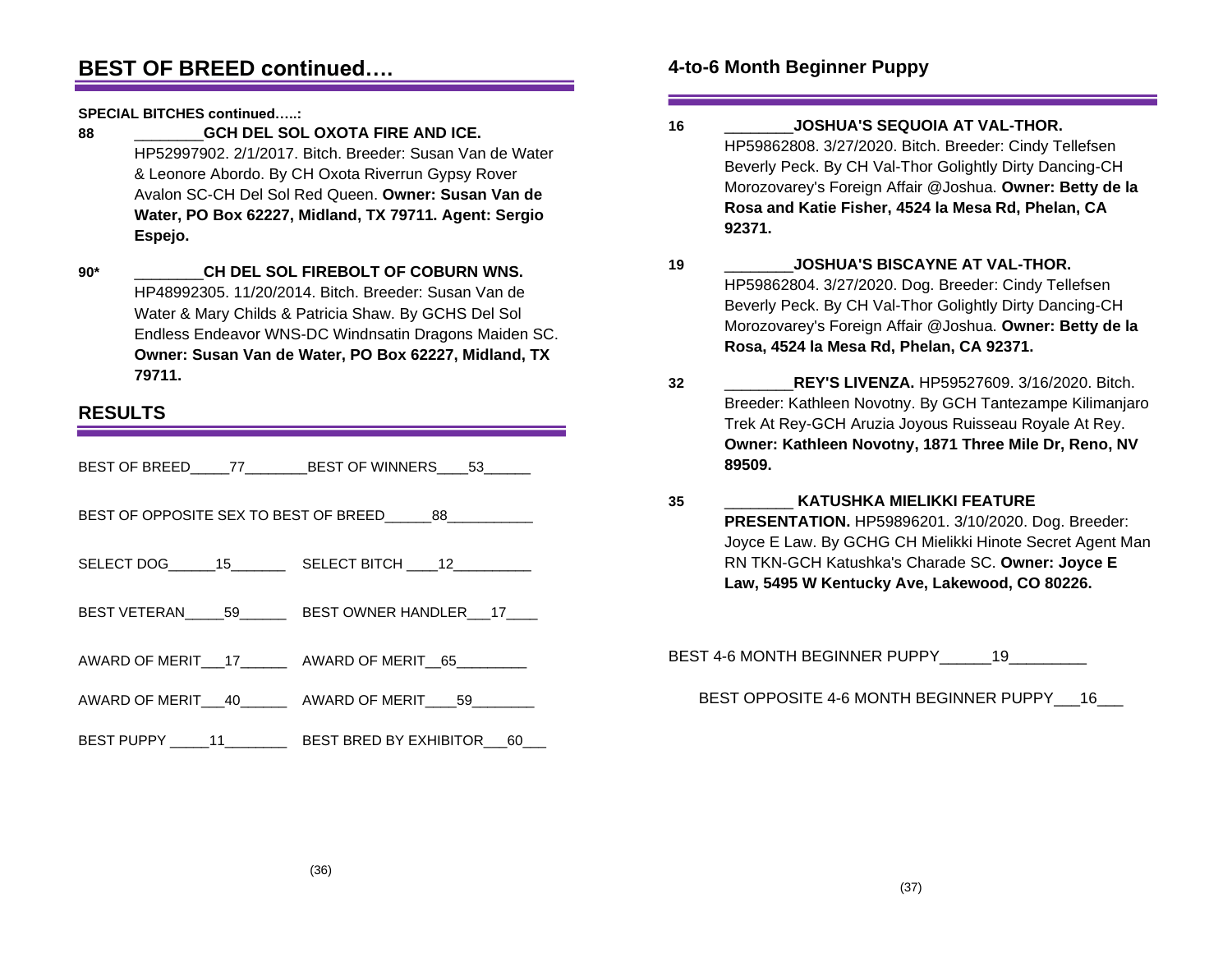## BEST OF BREED continued….

**SPECIAL BITCHES continued…..:**

**88** ________**GCH DEL SOL OXOTA FIRE AND ICE.** HP52997902. 2/1/2017. Bitch. Breeder: Susan Van de Water & Leonore Abordo. By CH Oxota Riverrun Gypsy Rover Avalon SC-CH Del Sol Red Queen. **Owner: Susan Van de Water, PO Box 62227, Midland, TX 79711. Agent: Sergio Espejo.**

**90*** ________**CH DEL SOL FIREBOLT OF COBURN WNS.** HP48992305. 11/20/2014. Bitch. Breeder: Susan Van de Water & Mary Childs & Patricia Shaw. By GCHS Del Sol Endless Endeavor WNS-DC Windnsatin Dragons Maiden SC. **Owner: Susan Van de Water, PO Box 62227, Midland, TX 79711.**

## RESULTS

BEST OF BREED_____77_______BEST OF WINNERS____53______

BEST OF OPPOSITE SEX TO BEST OF BREED______88__________

SELECT DOG______15_______ SELECT BITCH ____12__________

BEST VETERAN_____59______ BEST OWNER HANDLER___17____

AWARD OF MERIT___17______ AWARD OF MERIT__65________

AWARD OF MERIT___40______ AWARD OF MERIT____59________

BEST PUPPY _____11________ BEST BRED BY EXHIBITOR___60___

## 4-to-6 Month Beginner Puppy

**16** ________**JOSHUA'S SEQUOIA AT VAL-THOR.** HP59862808. 3/27/2020. Bitch. Breeder: Cindy Tellefsen Beverly Peck. By CH Val-Thor Golightly Dirty Dancing-CH Morozovarey's Foreign Affair @Joshua. **Owner: Betty de la Rosa and Katie Fisher, 4524 la Mesa Rd, Phelan, CA 92371.**

**19** ________**JOSHUA'S BISCAYNE AT VAL-THOR.** HP59862804. 3/27/2020. Dog. Breeder: Cindy Tellefsen Beverly Peck. By CH Val-Thor Golightly Dirty Dancing-CH Morozovarey's Foreign Affair @Joshua. **Owner: Betty de la Rosa, 4524 la Mesa Rd, Phelan, CA 92371.**

**32** ________**REY'S LIVENZA.** HP59527609. 3/16/2020. Bitch. Breeder: Kathleen Novotny. By GCH Tantezampe Kilimanjaro Trek At Rey-GCH Aruzia Joyous Ruisseau Royale At Rey. **Owner: Kathleen Novotny, 1871 Three Mile Dr, Reno, NV 89509.**

**35** ________ **KATUSHKA MIELIKKI FEATURE PRESENTATION.** HP59896201. 3/10/2020. Dog. Breeder: Joyce E Law. By GCHG CH Mielikki Hinote Secret Agent Man RN TKN-GCH Katushka's Charade SC. **Owner: Joyce E Law, 5495 W Kentucky Ave, Lakewood, CO 80226.**

BEST 4-6 MONTH BEGINNER PUPPY______19_________

BEST OPPOSITE 4-6 MONTH BEGINNER PUPPY___16___